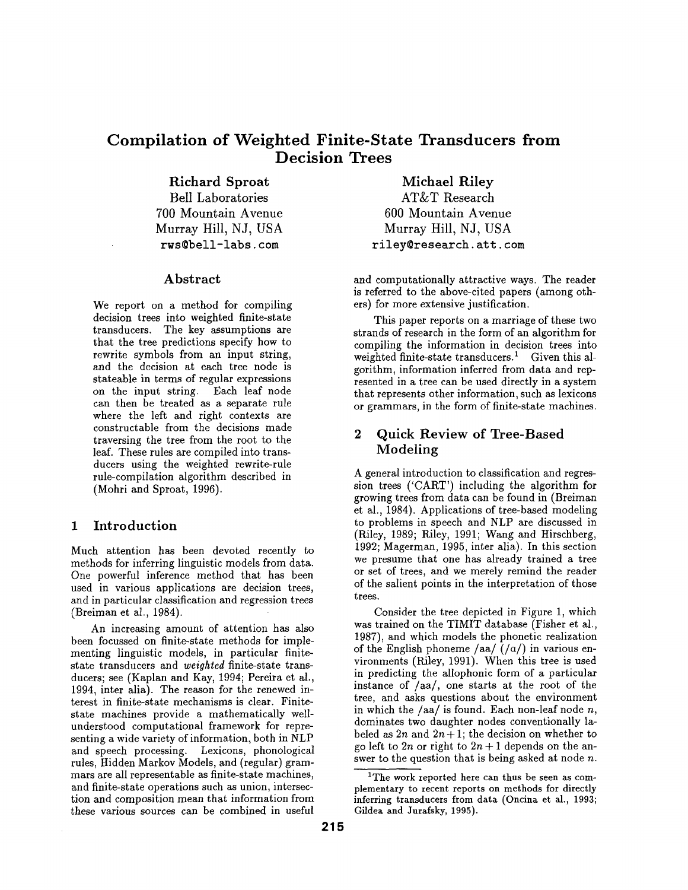# Compilation of Weighted Finite-State Transducers from Decision Trees

**Richard Sproat**
Bell Laboratories
700 Mountain Avenue
Murray Hill, NJ, USA
rws@bell-labs.com

**Michael Riley**
AT&T Research
600 Mountain Avenue
Murray Hill, NJ, USA
riley@research.att.com

## Abstract

We report on a method for compiling decision trees into weighted finite-state transducers. The key assumptions are that the tree predictions specify how to rewrite symbols from an input string, and the decision at each tree node is stateable in terms of regular expressions on the input string. Each leaf node can then be treated as a separate rule where the left and right contexts are constructable from the decisions made traversing the tree from the root to the leaf. These rules are compiled into transducers using the weighted rewrite-rule rule-compilation algorithm described in (Mohri and Sproat, 1996).

## 1 Introduction

Much attention has been devoted recently to methods for inferring linguistic models from data. One powerful inference method that has been used in various applications are decision trees, and in particular classification and regression trees (Breiman et al., 1984).

An increasing amount of attention has also been focussed on finite-state methods for implementing linguistic models, in particular finite-state transducers and *weighted* finite-state transducers; see (Kaplan and Kay, 1994; Pereira et al., 1994, inter alia). The reason for the renewed interest in finite-state mechanisms is clear. Finite-state machines provide a mathematically well-understood computational framework for representing a wide variety of information, both in NLP and speech processing. Lexicons, phonological rules, Hidden Markov Models, and (regular) grammars are all representable as finite-state machines, and finite-state operations such as union, intersection and composition mean that information from these various sources can be combined in useful and computationally attractive ways. The reader is referred to the above-cited papers (among others) for more extensive justification.

This paper reports on a marriage of these two strands of research in the form of an algorithm for compiling the information in decision trees into weighted finite-state transducers.[1] Given this algorithm, information inferred from data and represented in a tree can be used directly in a system that represents other information, such as lexicons or grammars, in the form of finite-state machines.

## 2 Quick Review of Tree-Based Modeling

A general introduction to classification and regression trees ('CART') including the algorithm for growing trees from data can be found in (Breiman et al., 1984). Applications of tree-based modeling to problems in speech and NLP are discussed in (Riley, 1989; Riley, 1991; Wang and Hirschberg, 1992; Magerman, 1995, inter alia). In this section we presume that one has already trained a tree or set of trees, and we merely remind the reader of the salient points in the interpretation of those trees.

Consider the tree depicted in Figure 1, which was trained on the TIMIT database (Fisher et al., 1987), and which models the phonetic realization of the English phoneme /aa/ (/ɑ/) in various environments (Riley, 1991). When this tree is used in predicting the allophonic form of a particular instance of /aa/, one starts at the root of the tree, and asks questions about the environment in which the /aa/ is found. Each non-leaf node $n$, dominates two daughter nodes conventionally labeled as $2n$ and $2n+1$; the decision on whether to go left to $2n$ or right to $2n+1$ depends on the answer to the question that is being asked at node $n$.

[1] The work reported here can thus be seen as complementary to recent reports on methods for directly inferring transducers from data (Oncina et al., 1993; Gildea and Jurafsky, 1995).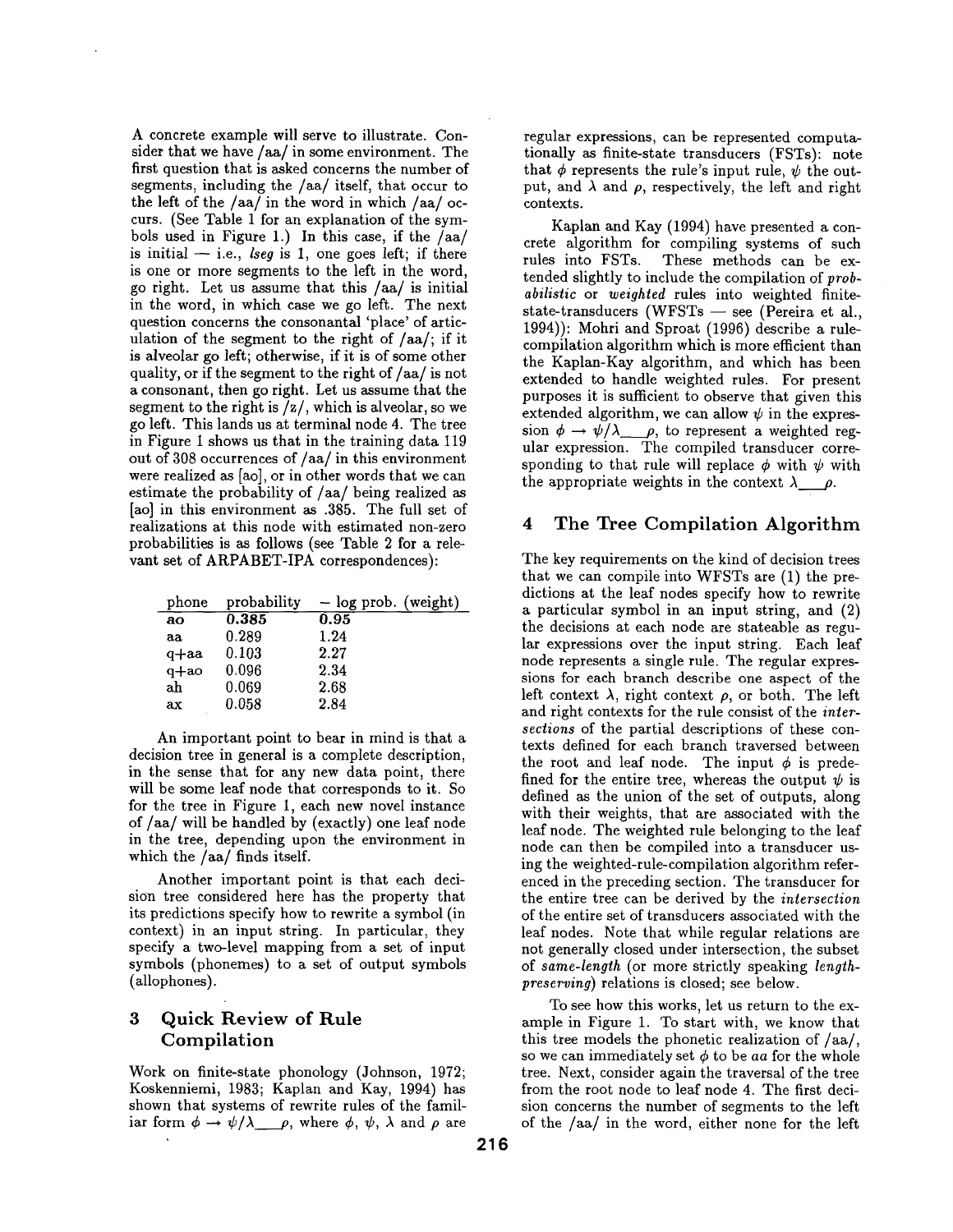A concrete example will serve to illustrate. Consider that we have /aa/ in some environment. The first question that is asked concerns the number of segments, including the /aa/ itself, that occur to the left of the /aa/ in the word in which /aa/ occurs. (See Table 1 for an explanation of the symbols used in Figure 1.) In this case, if the /aa/ is initial — i.e., *lseg* is 1, one goes left; if there is one or more segments to the left in the word, go right. Let us assume that this /aa/ is initial in the word, in which case we go left. The next question concerns the consonantal 'place' of articulation of the segment to the right of /aa/; if it is alveolar go left; otherwise, if it is of some other quality, or if the segment to the right of /aa/ is not a consonant, then go right. Let us assume that the segment to the right is /z/, which is alveolar, so we go left. This lands us at terminal node 4. The tree in Figure 1 shows us that in the training data 119 out of 308 occurrences of /aa/ in this environment were realized as [ao], or in other words that we can estimate the probability of /aa/ being realized as [ao] in this environment as .385. The full set of realizations at this node with estimated non-zero probabilities is as follows (see Table 2 for a relevant set of ARPABET-IPA correspondences):

| phone | probability | − log prob. (weight) |
|---|---|---|
| **ao** | **0.385** | **0.95** |
| aa | 0.289 | 1.24 |
| q+aa | 0.103 | 2.27 |
| q+ao | 0.096 | 2.34 |
| ah | 0.069 | 2.68 |
| ax | 0.058 | 2.84 |

An important point to bear in mind is that a decision tree in general is a complete description, in the sense that for any new data point, there will be some leaf node that corresponds to it. So for the tree in Figure 1, each new novel instance of /aa/ will be handled by (exactly) one leaf node in the tree, depending upon the environment in which the /aa/ finds itself.

Another important point is that each decision tree considered here has the property that its predictions specify how to rewrite a symbol (in context) in an input string. In particular, they specify a two-level mapping from a set of input symbols (phonemes) to a set of output symbols (allophones).

## 3 Quick Review of Rule Compilation

Work on finite-state phonology (Johnson, 1972; Koskenniemi, 1983; Kaplan and Kay, 1994) has shown that systems of rewrite rules of the familiar form $\phi \rightarrow \psi/\lambda\_\_\rho$, where $\phi$, $\psi$, $\lambda$ and $\rho$ are regular expressions, can be represented computationally as finite-state transducers (FSTs): note that $\phi$ represents the rule's input rule, $\psi$ the output, and $\lambda$ and $\rho$, respectively, the left and right contexts.

Kaplan and Kay (1994) have presented a concrete algorithm for compiling systems of such rules into FSTs. These methods can be extended slightly to include the compilation of *probabilistic* or *weighted* rules into weighted finite-state-transducers (WFSTs — see (Pereira et al., 1994)): Mohri and Sproat (1996) describe a rule-compilation algorithm which is more efficient than the Kaplan-Kay algorithm, and which has been extended to handle weighted rules. For present purposes it is sufficient to observe that given this extended algorithm, we can allow $\psi$ in the expression $\phi \rightarrow \psi/\lambda\_\_\rho$, to represent a weighted regular expression. The compiled transducer corresponding to that rule will replace $\phi$ with $\psi$ with the appropriate weights in the context $\lambda\_\_\rho$.

## 4 The Tree Compilation Algorithm

The key requirements on the kind of decision trees that we can compile into WFSTs are (1) the predictions at the leaf nodes specify how to rewrite a particular symbol in an input string, and (2) the decisions at each node are stateable as regular expressions over the input string. Each leaf node represents a single rule. The regular expressions for each branch describe one aspect of the left context $\lambda$, right context $\rho$, or both. The left and right contexts for the rule consist of the *intersections* of the partial descriptions of these contexts defined for each branch traversed between the root and leaf node. The input $\phi$ is predefined for the entire tree, whereas the output $\psi$ is defined as the union of the set of outputs, along with their weights, that are associated with the leaf node. The weighted rule belonging to the leaf node can then be compiled into a transducer using the weighted-rule-compilation algorithm referenced in the preceding section. The transducer for the entire tree can be derived by the *intersection* of the entire set of transducers associated with the leaf nodes. Note that while regular relations are not generally closed under intersection, the subset of *same-length* (or more strictly speaking *length-preserving*) relations is closed; see below.

To see how this works, let us return to the example in Figure 1. To start with, we know that this tree models the phonetic realization of /aa/, so we can immediately set $\phi$ to be *aa* for the whole tree. Next, consider again the traversal of the tree from the root node to leaf node 4. The first decision concerns the number of segments to the left of the /aa/ in the word, either none for the left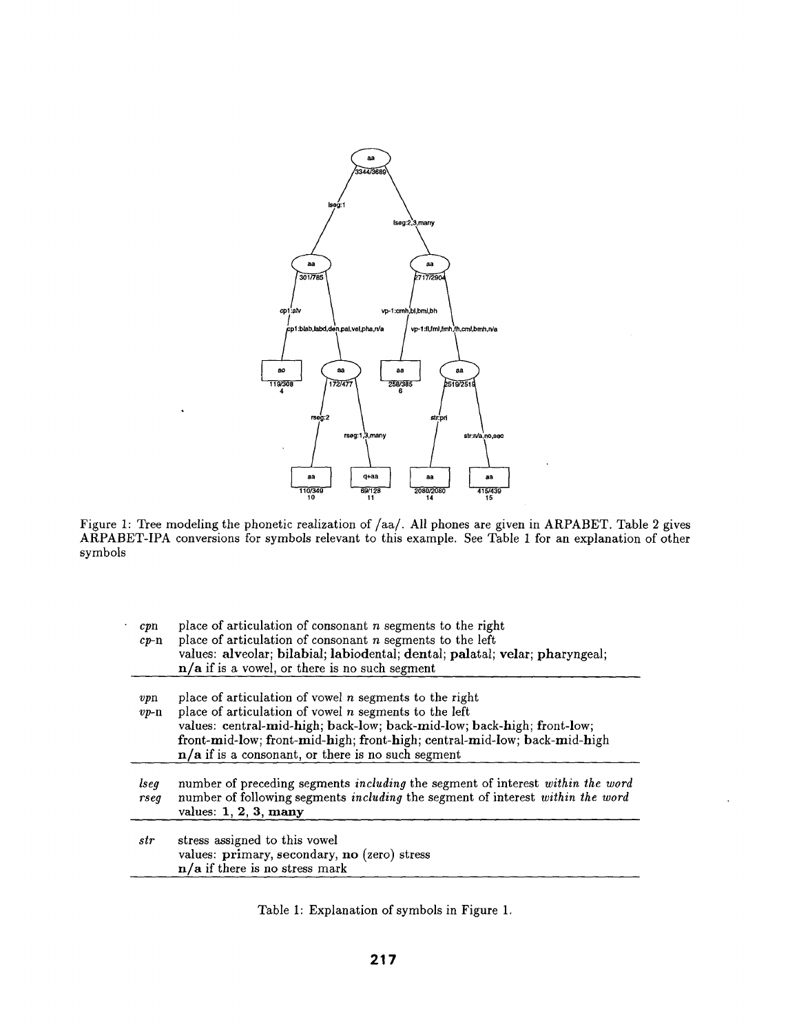Figure 1: Tree modeling the phonetic realization of /aa/. All phones are given in ARPABET. Table 2 gives ARPABET-IPA conversions for symbols relevant to this example. See Table 1 for an explanation of other symbols

| | |
|---|---|
| *cp*n<br>*cp*-n | place of articulation of consonant *n* segments to the right<br>place of articulation of consonant *n* segments to the left<br>values: **al**veolar; **b**i**lab**ial; **lab**io**d**ental; **den**tal; **pal**atal; **vel**ar; **pha**ryngeal;<br>**n/a** if is a vowel, or there is no such segment |
| *vp*n<br>*vp*-n | place of articulation of vowel *n* segments to the right<br>place of articulation of vowel *n* segments to the left<br>values: **c**entral-**m**id-**h**igh; **b**ack-**l**ow; **b**ack-**m**id-**l**ow; **b**ack-**h**igh; **f**ront-**l**ow;<br>**f**ront-**m**id-**l**ow; **f**ront-**m**id-**h**igh; **f**ront-**h**igh; **c**entral-**m**id-**l**ow; **b**ack-**m**id-**h**igh<br>**n/a** if is a consonant, or there is no such segment |
| *lseg*<br>*rseg* | number of preceding segments *including* the segment of interest *within the word*<br>number of following segments *including* the segment of interest *within the word*<br>values: **1**, **2**, **3**, **many** |
| *str* | stress assigned to this vowel<br>values: **pri**mary, **sec**ondary, **no** (zero) stress<br>**n/a** if there is no stress mark |

Table 1: Explanation of symbols in Figure 1.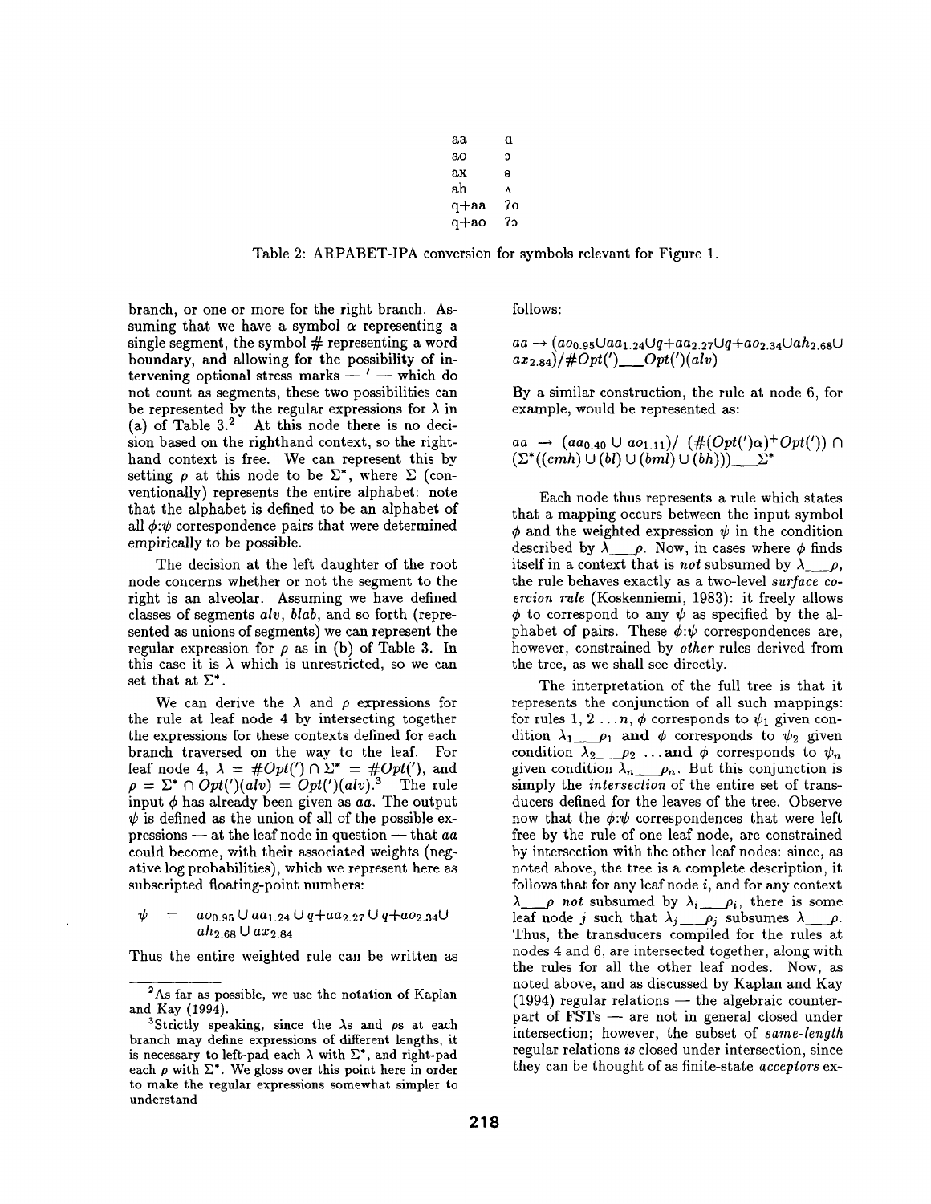| | |
|---|---|
| aa | ɑ |
| ao | ɔ |
| ax | ə |
| ah | ʌ |
| q+aa | ʔɑ |
| q+ao | ʔɔ |

Table 2: ARPABET-IPA conversion for symbols relevant for Figure 1.

branch, or one or more for the right branch. Assuming that we have a symbol $\alpha$ representing a single segment, the symbol # representing a word boundary, and allowing for the possibility of intervening optional stress marks — ' — which do not count as segments, these two possibilities can be represented by the regular expressions for $\lambda$ in (a) of Table 3.[2] At this node there is no decision based on the righthand context, so the righthand context is free. We can represent this by setting $\rho$ at this node to be $\Sigma^*$, where $\Sigma$ (conventionally) represents the entire alphabet: note that the alphabet is defined to be an alphabet of all $\phi{:}\psi$ correspondence pairs that were determined empirically to be possible.

The decision at the left daughter of the root node concerns whether or not the segment to the right is an alveolar. Assuming we have defined classes of segments *alv*, *blab*, and so forth (represented as unions of segments) we can represent the regular expression for $\rho$ as in (b) of Table 3. In this case it is $\lambda$ which is unrestricted, so we can set that at $\Sigma^*$.

We can derive the $\lambda$ and $\rho$ expressions for the rule at leaf node 4 by intersecting together the expressions for these contexts defined for each branch traversed on the way to the leaf. For leaf node 4, $\lambda = \#Opt(') \cap \Sigma^* = \#Opt(')$, and $\rho = \Sigma^* \cap Opt(')(alv) = Opt(')(alv)$.[3] The rule input $\phi$ has already been given as *aa*. The output $\psi$ is defined as the union of all of the possible expressions — at the leaf node in question — that *aa* could become, with their associated weights (negative log probabilities), which we represent here as subscripted floating-point numbers:

$$\psi = ao_{0.95} \cup aa_{1.24} \cup q{+}aa_{2.27} \cup q{+}ao_{2.34} \cup ah_{2.68} \cup ax_{2.84}$$

Thus the entire weighted rule can be written as follows:

$$aa \rightarrow (ao_{0.95} \cup aa_{1.24} \cup q{+}aa_{2.27} \cup q{+}ao_{2.34} \cup ah_{2.68} \cup ax_{2.84}) / \#Opt(')\_\_Opt(')(alv)$$

By a similar construction, the rule at node 6, for example, would be represented as:

$$aa \rightarrow (aa_{0.40} \cup ao_{1.11}) / \; (\#(Opt(')\alpha)^+ Opt(')) \cap (\Sigma^*((cmh) \cup (bl) \cup (bml) \cup (bh)))\_\_\Sigma^*$$

Each node thus represents a rule which states that a mapping occurs between the input symbol $\phi$ and the weighted expression $\psi$ in the condition described by $\lambda\_\_\rho$. Now, in cases where $\phi$ finds itself in a context that is *not* subsumed by $\lambda\_\_\rho$, the rule behaves exactly as a two-level *surface coercion rule* (Koskenniemi, 1983): it freely allows $\phi$ to correspond to any $\psi$ as specified by the alphabet of pairs. These $\phi{:}\psi$ correspondences are, however, constrained by *other* rules derived from the tree, as we shall see directly.

The interpretation of the full tree is that it represents the conjunction of all such mappings: for rules $1, 2 \ldots n$, $\phi$ corresponds to $\psi_1$ given condition $\lambda_1\_\_\rho_1$ **and** $\phi$ corresponds to $\psi_2$ given condition $\lambda_2\_\_\rho_2$ ... **and** $\phi$ corresponds to $\psi_n$ given condition $\lambda_n\_\_\rho_n$. But this conjunction is simply the *intersection* of the entire set of transducers defined for the leaves of the tree. Observe now that the $\phi{:}\psi$ correspondences that were left free by the rule of one leaf node, are constrained by intersection with the other leaf nodes: since, as noted above, the tree is a complete description, it follows that for any leaf node $i$, and for any context $\lambda\_\_\rho$ *not* subsumed by $\lambda_i\_\_\rho_i$, there is some leaf node $j$ such that $\lambda_j\_\_\rho_j$ subsumes $\lambda\_\_\rho$. Thus, the transducers compiled for the rules at nodes 4 and 6, are intersected together, along with the rules for all the other leaf nodes. Now, as noted above, and as discussed by Kaplan and Kay (1994) regular relations — the algebraic counterpart of FSTs — are not in general closed under intersection; however, the subset of *same-length* regular relations *is* closed under intersection, since they can be thought of as finite-state *acceptors* ex-

---

[2] As far as possible, we use the notation of Kaplan and Kay (1994).

[3] Strictly speaking, since the $\lambda$s and $\rho$s at each branch may define expressions of different lengths, it is necessary to left-pad each $\lambda$ with $\Sigma^*$, and right-pad each $\rho$ with $\Sigma^*$. We gloss over this point here in order to make the regular expressions somewhat simpler to understand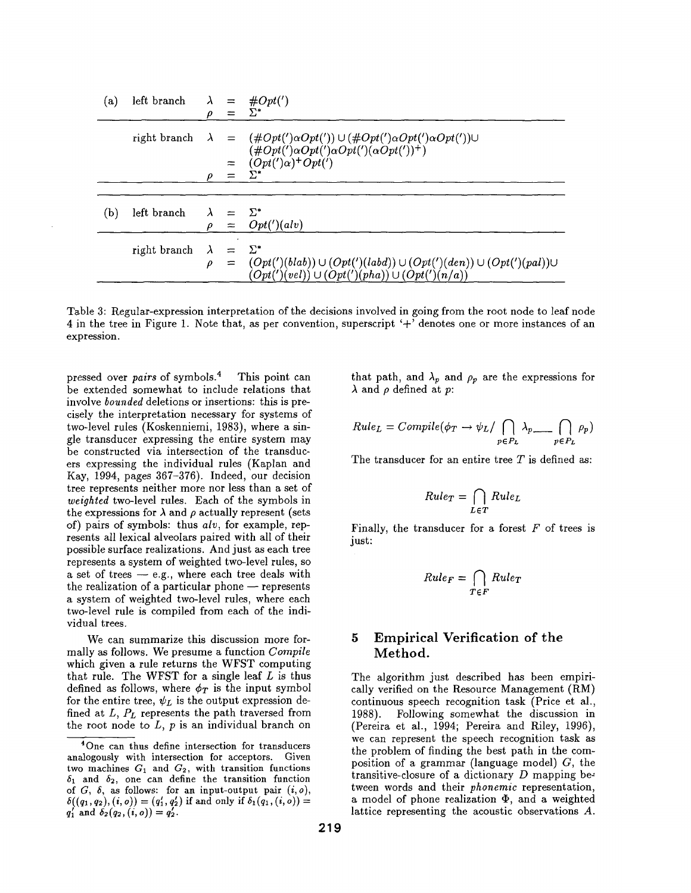| | | | | |
|---|---|---|---|---|
| (a) | left branch | $\lambda$ | = | $\#Opt(')$ |
| | | $\rho$ | = | $\Sigma^*$ |
| | right branch | $\lambda$ | = | $(\#Opt(')\alpha Opt(')) \cup (\#Opt(')\alpha Opt(')\alpha Opt(')) \cup$ $(\#Opt(')\alpha Opt(')\alpha Opt(')(\alpha Opt('))^+)$ |
| | | | = | $(Opt(')\alpha)^+ Opt(')$ |
| | | $\rho$ | = | $\Sigma^*$ |
| (b) | left branch | $\lambda$ | = | $\Sigma^*$ |
| | | $\rho$ | = | $Opt(')(alv)$ |
| | right branch | $\lambda$ | = | $\Sigma^*$ |
| | | $\rho$ | = | $(Opt(')(blab)) \cup (Opt(')(labd)) \cup (Opt(')(den)) \cup (Opt(')(pal)) \cup$ $(Opt(')(vel)) \cup (Opt(')(pha)) \cup (Opt(')(n/a))$ |

Table 3: Regular-expression interpretation of the decisions involved in going from the root node to leaf node 4 in the tree in Figure 1. Note that, as per convention, superscript '+' denotes one or more instances of an expression.

pressed over *pairs* of symbols.[4] This point can be extended somewhat to include relations that involve *bounded* deletions or insertions: this is precisely the interpretation necessary for systems of two-level rules (Koskenniemi, 1983), where a single transducer expressing the entire system may be constructed via intersection of the transducers expressing the individual rules (Kaplan and Kay, 1994, pages 367–376). Indeed, our decision tree represents neither more nor less than a set of *weighted* two-level rules. Each of the symbols in the expressions for $\lambda$ and $\rho$ actually represent (sets of) pairs of symbols: thus *alv*, for example, represents all lexical alveolars paired with all of their possible surface realizations. And just as each tree represents a system of weighted two-level rules, so a set of trees — e.g., where each tree deals with the realization of a particular phone — represents a system of weighted two-level rules, where each two-level rule is compiled from each of the individual trees.

We can summarize this discussion more formally as follows. We presume a function *Compile* which given a rule returns the WFST computing that rule. The WFST for a single leaf $L$ is thus defined as follows, where $\phi_T$ is the input symbol for the entire tree, $\psi_L$ is the output expression defined at $L$, $P_L$ represents the path traversed from the root node to $L$, $p$ is an individual branch on that path, and $\lambda_p$ and $\rho_p$ are the expressions for $\lambda$ and $\rho$ defined at $p$:

$$Rule_L = Compile(\phi_T \rightarrow \psi_L / \bigcap_{p \in P_L} \lambda_p \underline{\quad} \bigcap_{p \in P_L} \rho_p)$$

The transducer for an entire tree $T$ is defined as:

$$Rule_T = \bigcap_{L \in T} Rule_L$$

Finally, the transducer for a forest $F$ of trees is just:

$$Rule_F = \bigcap_{T \in F} Rule_T$$

## 5 Empirical Verification of the Method.

The algorithm just described has been empirically verified on the Resource Management (RM) continuous speech recognition task (Price et al., 1988). Following somewhat the discussion in (Pereira et al., 1994; Pereira and Riley, 1996), we can represent the speech recognition task as the problem of finding the best path in the composition of a grammar (language model) $G$, the transitive-closure of a dictionary $D$ mapping between words and their *phonemic* representation, a model of phone realization $\Phi$, and a weighted lattice representing the acoustic observations $A$.

[4] One can thus define intersection for transducers analogously with intersection for acceptors. Given two machines $G_1$ and $G_2$, with transition functions $\delta_1$ and $\delta_2$, one can define the transition function of $G$, $\delta$, as follows: for an input-output pair $(i, o)$, $\delta((q_1, q_2), (i, o)) = (q_1', q_2')$ if and only if $\delta_1(q_1, (i, o)) = q_1'$ and $\delta_2(q_2, (i, o)) = q_2'$.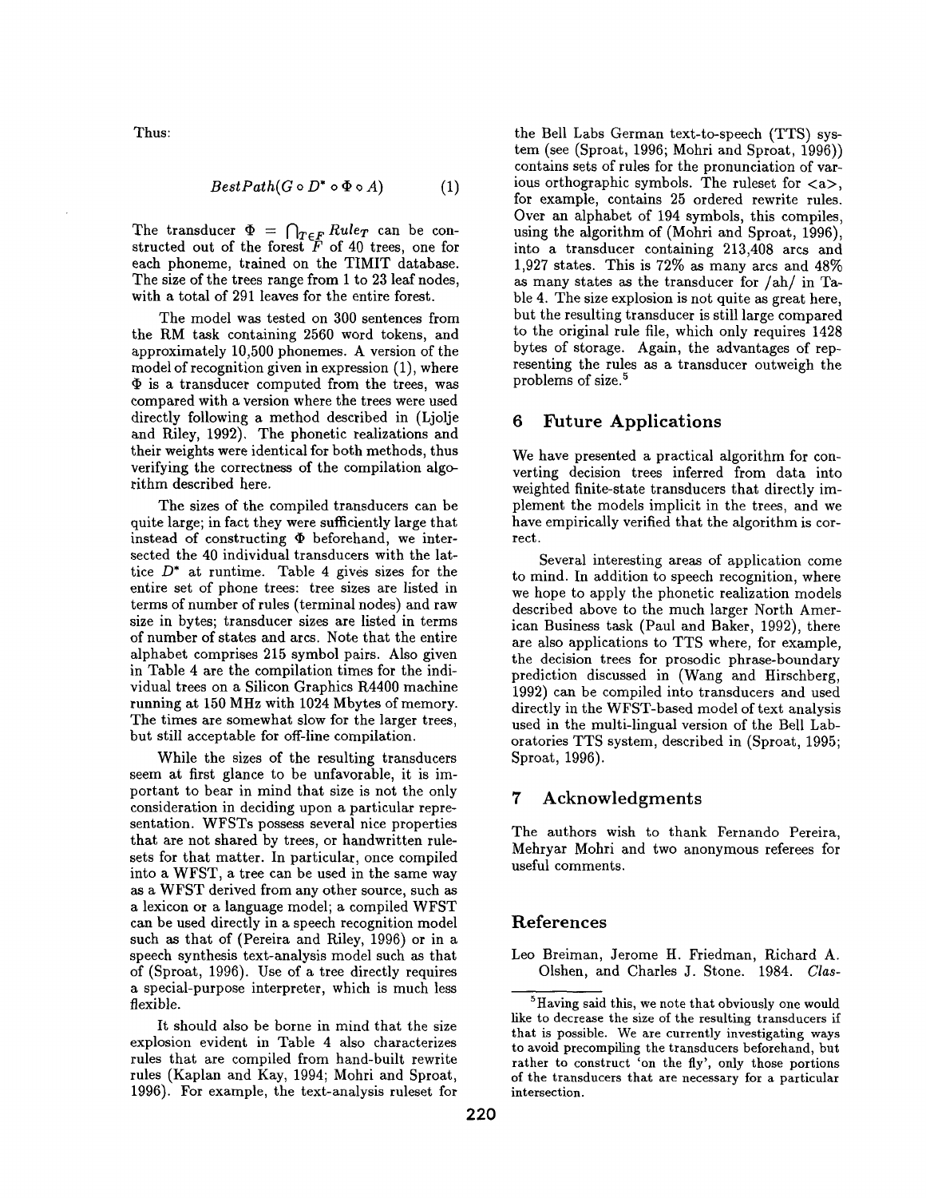Thus:

$$BestPath(G \circ D^* \circ \Phi \circ A) \qquad (1)$$

The transducer $\Phi = \bigcap_{T \in F} Rule_T$ can be constructed out of the forest $F$ of 40 trees, one for each phoneme, trained on the TIMIT database. The size of the trees range from 1 to 23 leaf nodes, with a total of 291 leaves for the entire forest.

The model was tested on 300 sentences from the RM task containing 2560 word tokens, and approximately 10,500 phonemes. A version of the model of recognition given in expression (1), where $\Phi$ is a transducer computed from the trees, was compared with a version where the trees were used directly following a method described in (Ljolje and Riley, 1992). The phonetic realizations and their weights were identical for both methods, thus verifying the correctness of the compilation algorithm described here.

The sizes of the compiled transducers can be quite large; in fact they were sufficiently large that instead of constructing $\Phi$ beforehand, we intersected the 40 individual transducers with the lattice $D^*$ at runtime. Table 4 gives sizes for the entire set of phone trees: tree sizes are listed in terms of number of rules (terminal nodes) and raw size in bytes; transducer sizes are listed in terms of number of states and arcs. Note that the entire alphabet comprises 215 symbol pairs. Also given in Table 4 are the compilation times for the individual trees on a Silicon Graphics R4400 machine running at 150 MHz with 1024 Mbytes of memory. The times are somewhat slow for the larger trees, but still acceptable for off-line compilation.

While the sizes of the resulting transducers seem at first glance to be unfavorable, it is important to bear in mind that size is not the only consideration in deciding upon a particular representation. WFSTs possess several nice properties that are not shared by trees, or handwritten rulesets for that matter. In particular, once compiled into a WFST, a tree can be used in the same way as a WFST derived from any other source, such as a lexicon or a language model; a compiled WFST can be used directly in a speech recognition model such as that of (Pereira and Riley, 1996) or in a speech synthesis text-analysis model such as that of (Sproat, 1996). Use of a tree directly requires a special-purpose interpreter, which is much less flexible.

It should also be borne in mind that the size explosion evident in Table 4 also characterizes rules that are compiled from hand-built rewrite rules (Kaplan and Kay, 1994; Mohri and Sproat, 1996). For example, the text-analysis ruleset for the Bell Labs German text-to-speech (TTS) system (see (Sproat, 1996; Mohri and Sproat, 1996)) contains sets of rules for the pronunciation of various orthographic symbols. The ruleset for <a>, for example, contains 25 ordered rewrite rules. Over an alphabet of 194 symbols, this compiles, using the algorithm of (Mohri and Sproat, 1996), into a transducer containing 213,408 arcs and 1,927 states. This is 72% as many arcs and 48% as many states as the transducer for /ah/ in Table 4. The size explosion is not quite as great here, but the resulting transducer is still large compared to the original rule file, which only requires 1428 bytes of storage. Again, the advantages of representing the rules as a transducer outweigh the problems of size.[5]

## 6 Future Applications

We have presented a practical algorithm for converting decision trees inferred from data into weighted finite-state transducers that directly implement the models implicit in the trees, and we have empirically verified that the algorithm is correct.

Several interesting areas of application come to mind. In addition to speech recognition, where we hope to apply the phonetic realization models described above to the much larger North American Business task (Paul and Baker, 1992), there are also applications to TTS where, for example, the decision trees for prosodic phrase-boundary prediction discussed in (Wang and Hirschberg, 1992) can be compiled into transducers and used directly in the WFST-based model of text analysis used in the multi-lingual version of the Bell Laboratories TTS system, described in (Sproat, 1995; Sproat, 1996).

## 7 Acknowledgments

The authors wish to thank Fernando Pereira, Mehryar Mohri and two anonymous referees for useful comments.

## References

Leo Breiman, Jerome H. Friedman, Richard A. Olshen, and Charles J. Stone. 1984. *Clas-*

[5] Having said this, we note that obviously one would like to decrease the size of the resulting transducers if that is possible. We are currently investigating ways to avoid precompiling the transducers beforehand, but rather to construct 'on the fly', only those portions of the transducers that are necessary for a particular intersection.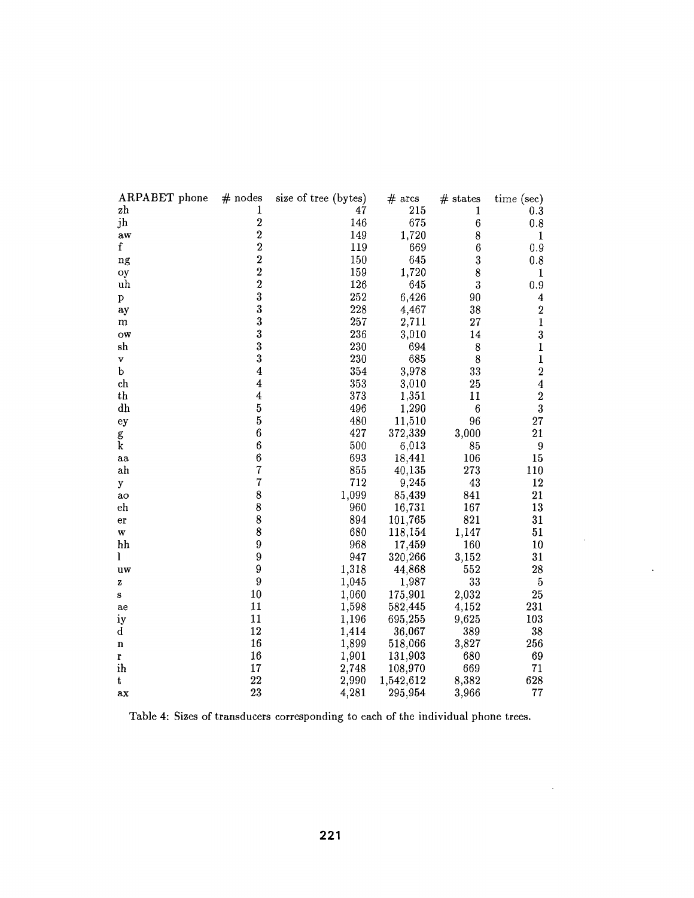| ARPABET phone | # nodes | size of tree (bytes) | # arcs | # states | time (sec) |
|---|---|---|---|---|---|
| zh | 1 | 47 | 215 | 1 | 0.3 |
| jh | 2 | 146 | 675 | 6 | 0.8 |
| aw | 2 | 149 | 1,720 | 8 | 1 |
| f | 2 | 119 | 669 | 6 | 0.9 |
| ng | 2 | 150 | 645 | 3 | 0.8 |
| oy | 2 | 159 | 1,720 | 8 | 1 |
| uh | 2 | 126 | 645 | 3 | 0.9 |
| p | 3 | 252 | 6,426 | 90 | 4 |
| ay | 3 | 228 | 4,467 | 38 | 2 |
| m | 3 | 257 | 2,711 | 27 | 1 |
| ow | 3 | 236 | 3,010 | 14 | 3 |
| sh | 3 | 230 | 694 | 8 | 1 |
| v | 3 | 230 | 685 | 8 | 1 |
| b | 4 | 354 | 3,978 | 33 | 2 |
| ch | 4 | 353 | 3,010 | 25 | 4 |
| th | 4 | 373 | 1,351 | 11 | 2 |
| dh | 5 | 496 | 1,290 | 6 | 3 |
| ey | 5 | 480 | 11,510 | 96 | 27 |
| g | 6 | 427 | 372,339 | 3,000 | 21 |
| k | 6 | 500 | 6,013 | 85 | 9 |
| aa | 6 | 693 | 18,441 | 106 | 15 |
| ah | 7 | 855 | 40,135 | 273 | 110 |
| y | 7 | 712 | 9,245 | 43 | 12 |
| ao | 8 | 1,099 | 85,439 | 841 | 21 |
| eh | 8 | 960 | 16,731 | 167 | 13 |
| er | 8 | 894 | 101,765 | 821 | 31 |
| w | 8 | 680 | 118,154 | 1,147 | 51 |
| hh | 9 | 968 | 17,459 | 160 | 10 |
| l | 9 | 947 | 320,266 | 3,152 | 31 |
| uw | 9 | 1,318 | 44,868 | 552 | 28 |
| z | 9 | 1,045 | 1,987 | 33 | 5 |
| s | 10 | 1,060 | 175,901 | 2,032 | 25 |
| ae | 11 | 1,598 | 582,445 | 4,152 | 231 |
| iy | 11 | 1,196 | 695,255 | 9,625 | 103 |
| d | 12 | 1,414 | 36,067 | 389 | 38 |
| n | 16 | 1,899 | 518,066 | 3,827 | 256 |
| r | 16 | 1,901 | 131,903 | 680 | 69 |
| ih | 17 | 2,748 | 108,970 | 669 | 71 |
| t | 22 | 2,990 | 1,542,612 | 8,382 | 628 |
| ax | 23 | 4,281 | 295,954 | 3,966 | 77 |

Table 4: Sizes of transducers corresponding to each of the individual phone trees.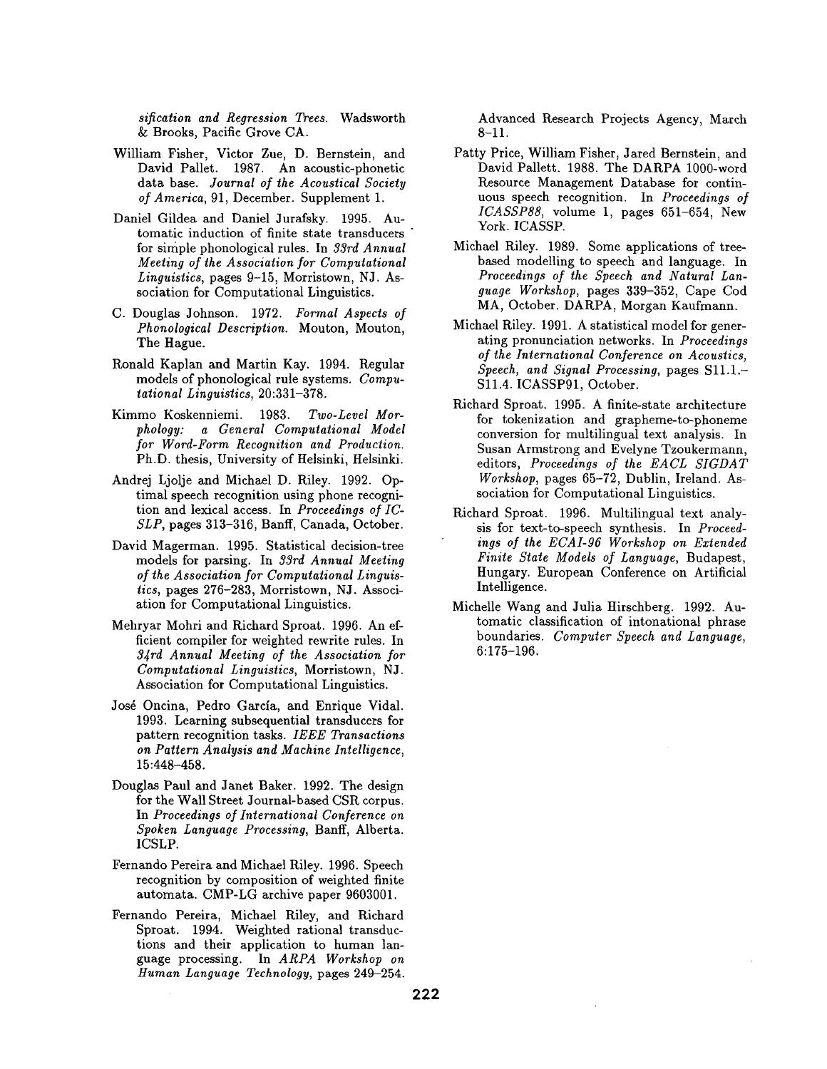*sification and Regression Trees.* Wadsworth & Brooks, Pacific Grove CA.

William Fisher, Victor Zue, D. Bernstein, and David Pallet. 1987. An acoustic-phonetic data base. *Journal of the Acoustical Society of America*, 91, December. Supplement 1.

Daniel Gildea and Daniel Jurafsky. 1995. Automatic induction of finite state transducers for simple phonological rules. In *33rd Annual Meeting of the Association for Computational Linguistics*, pages 9–15, Morristown, NJ. Association for Computational Linguistics.

C. Douglas Johnson. 1972. *Formal Aspects of Phonological Description.* Mouton, Mouton, The Hague.

Ronald Kaplan and Martin Kay. 1994. Regular models of phonological rule systems. *Computational Linguistics*, 20:331–378.

Kimmo Koskenniemi. 1983. *Two-Level Morphology: a General Computational Model for Word-Form Recognition and Production.* Ph.D. thesis, University of Helsinki, Helsinki.

Andrej Ljolje and Michael D. Riley. 1992. Optimal speech recognition using phone recognition and lexical access. In *Proceedings of ICSLP*, pages 313–316, Banff, Canada, October.

David Magerman. 1995. Statistical decision-tree models for parsing. In *33rd Annual Meeting of the Association for Computational Linguistics*, pages 276–283, Morristown, NJ. Association for Computational Linguistics.

Mehryar Mohri and Richard Sproat. 1996. An efficient compiler for weighted rewrite rules. In *34rd Annual Meeting of the Association for Computational Linguistics*, Morristown, NJ. Association for Computational Linguistics.

José Oncina, Pedro García, and Enrique Vidal. 1993. Learning subsequential transducers for pattern recognition tasks. *IEEE Transactions on Pattern Analysis and Machine Intelligence*, 15:448–458.

Douglas Paul and Janet Baker. 1992. The design for the Wall Street Journal-based CSR corpus. In *Proceedings of International Conference on Spoken Language Processing*, Banff, Alberta. ICSLP.

Fernando Pereira and Michael Riley. 1996. Speech recognition by composition of weighted finite automata. CMP-LG archive paper 9603001.

Fernando Pereira, Michael Riley, and Richard Sproat. 1994. Weighted rational transductions and their application to human language processing. In *ARPA Workshop on Human Language Technology*, pages 249–254. Advanced Research Projects Agency, March 8–11.

Patty Price, William Fisher, Jared Bernstein, and David Pallett. 1988. The DARPA 1000-word Resource Management Database for continuous speech recognition. In *Proceedings of ICASSP88*, volume 1, pages 651–654, New York. ICASSP.

Michael Riley. 1989. Some applications of tree-based modelling to speech and language. In *Proceedings of the Speech and Natural Language Workshop*, pages 339–352, Cape Cod MA, October. DARPA, Morgan Kaufmann.

Michael Riley. 1991. A statistical model for generating pronunciation networks. In *Proceedings of the International Conference on Acoustics, Speech, and Signal Processing*, pages S11.1.–S11.4. ICASSP91, October.

Richard Sproat. 1995. A finite-state architecture for tokenization and grapheme-to-phoneme conversion for multilingual text analysis. In Susan Armstrong and Evelyne Tzoukermann, editors, *Proceedings of the EACL SIGDAT Workshop*, pages 65–72, Dublin, Ireland. Association for Computational Linguistics.

Richard Sproat. 1996. Multilingual text analysis for text-to-speech synthesis. In *Proceedings of the ECAI-96 Workshop on Extended Finite State Models of Language*, Budapest, Hungary. European Conference on Artificial Intelligence.

Michelle Wang and Julia Hirschberg. 1992. Automatic classification of intonational phrase boundaries. *Computer Speech and Language*, 6:175–196.